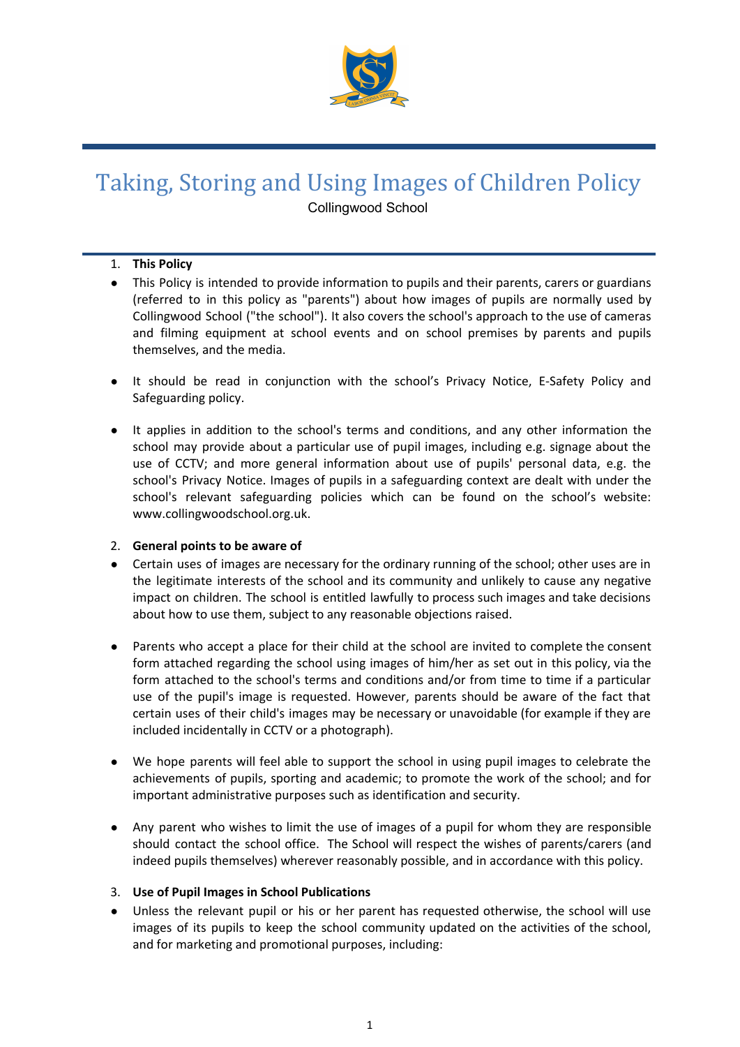# Taking, Storing and Using Images of Children Policy

Collingwood School

1. **This Policy**

- This Policy is intended to provide information to pupils and their parents, carers or guardians (referred to in this policy as "parents") about how images of pupils are normally used by Collingwood School ("the school"). It also covers the school's approach to the use of cameras and filming equipment at school events and on school premises by parents and pupils themselves, and the media.

- It should be read in conjunction with the school's Privacy Notice, E-Safety Policy and Safeguarding policy.

- It applies in addition to the school's terms and conditions, and any other information the school may provide about a particular use of pupil images, including e.g. signage about the use of CCTV; and more general information about use of pupils' personal data, e.g. the school's Privacy Notice. Images of pupils in a safeguarding context are dealt with under the school's relevant safeguarding policies which can be found on the school's website: www.collingwoodschool.org.uk.

2. **General points to be aware of**

- Certain uses of images are necessary for the ordinary running of the school; other uses are in the legitimate interests of the school and its community and unlikely to cause any negative impact on children. The school is entitled lawfully to process such images and take decisions about how to use them, subject to any reasonable objections raised.

- Parents who accept a place for their child at the school are invited to complete the consent form attached regarding the school using images of him/her as set out in this policy, via the form attached to the school's terms and conditions and/or from time to time if a particular use of the pupil's image is requested. However, parents should be aware of the fact that certain uses of their child's images may be necessary or unavoidable (for example if they are included incidentally in CCTV or a photograph).

- We hope parents will feel able to support the school in using pupil images to celebrate the achievements of pupils, sporting and academic; to promote the work of the school; and for important administrative purposes such as identification and security.

- Any parent who wishes to limit the use of images of a pupil for whom they are responsible should contact the school office. The School will respect the wishes of parents/carers (and indeed pupils themselves) wherever reasonably possible, and in accordance with this policy.

3. **Use of Pupil Images in School Publications**

- Unless the relevant pupil or his or her parent has requested otherwise, the school will use images of its pupils to keep the school community updated on the activities of the school, and for marketing and promotional purposes, including: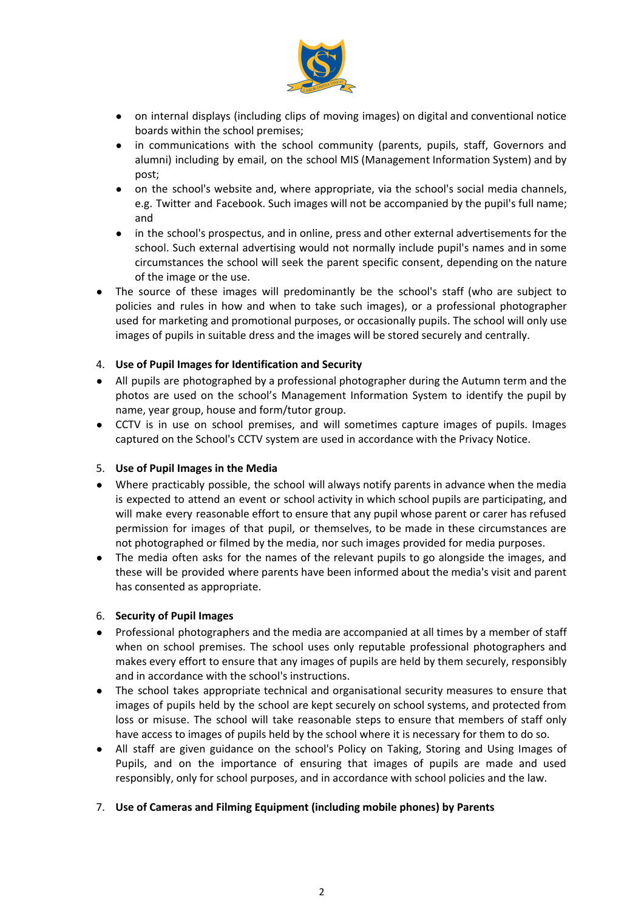- on internal displays (including clips of moving images) on digital and conventional notice boards within the school premises;
   - in communications with the school community (parents, pupils, staff, Governors and alumni) including by email, on the school MIS (Management Information System) and by post;
   - on the school's website and, where appropriate, via the school's social media channels, e.g. Twitter and Facebook. Such images will not be accompanied by the pupil's full name; and
   - in the school's prospectus, and in online, press and other external advertisements for the school. Such external advertising would not normally include pupil's names and in some circumstances the school will seek the parent specific consent, depending on the nature of the image or the use.
- The source of these images will predominantly be the school's staff (who are subject to policies and rules in how and when to take such images), or a professional photographer used for marketing and promotional purposes, or occasionally pupils. The school will only use images of pupils in suitable dress and the images will be stored securely and centrally.

4. **Use of Pupil Images for Identification and Security**

- All pupils are photographed by a professional photographer during the Autumn term and the photos are used on the school's Management Information System to identify the pupil by name, year group, house and form/tutor group.
- CCTV is in use on school premises, and will sometimes capture images of pupils. Images captured on the School's CCTV system are used in accordance with the Privacy Notice.

5. **Use of Pupil Images in the Media**

- Where practicably possible, the school will always notify parents in advance when the media is expected to attend an event or school activity in which school pupils are participating, and will make every reasonable effort to ensure that any pupil whose parent or carer has refused permission for images of that pupil, or themselves, to be made in these circumstances are not photographed or filmed by the media, nor such images provided for media purposes.
- The media often asks for the names of the relevant pupils to go alongside the images, and these will be provided where parents have been informed about the media's visit and parent has consented as appropriate.

6. **Security of Pupil Images**

- Professional photographers and the media are accompanied at all times by a member of staff when on school premises. The school uses only reputable professional photographers and makes every effort to ensure that any images of pupils are held by them securely, responsibly and in accordance with the school's instructions.
- The school takes appropriate technical and organisational security measures to ensure that images of pupils held by the school are kept securely on school systems, and protected from loss or misuse. The school will take reasonable steps to ensure that members of staff only have access to images of pupils held by the school where it is necessary for them to do so.
- All staff are given guidance on the school's Policy on Taking, Storing and Using Images of Pupils, and on the importance of ensuring that images of pupils are made and used responsibly, only for school purposes, and in accordance with school policies and the law.

7. **Use of Cameras and Filming Equipment (including mobile phones) by Parents**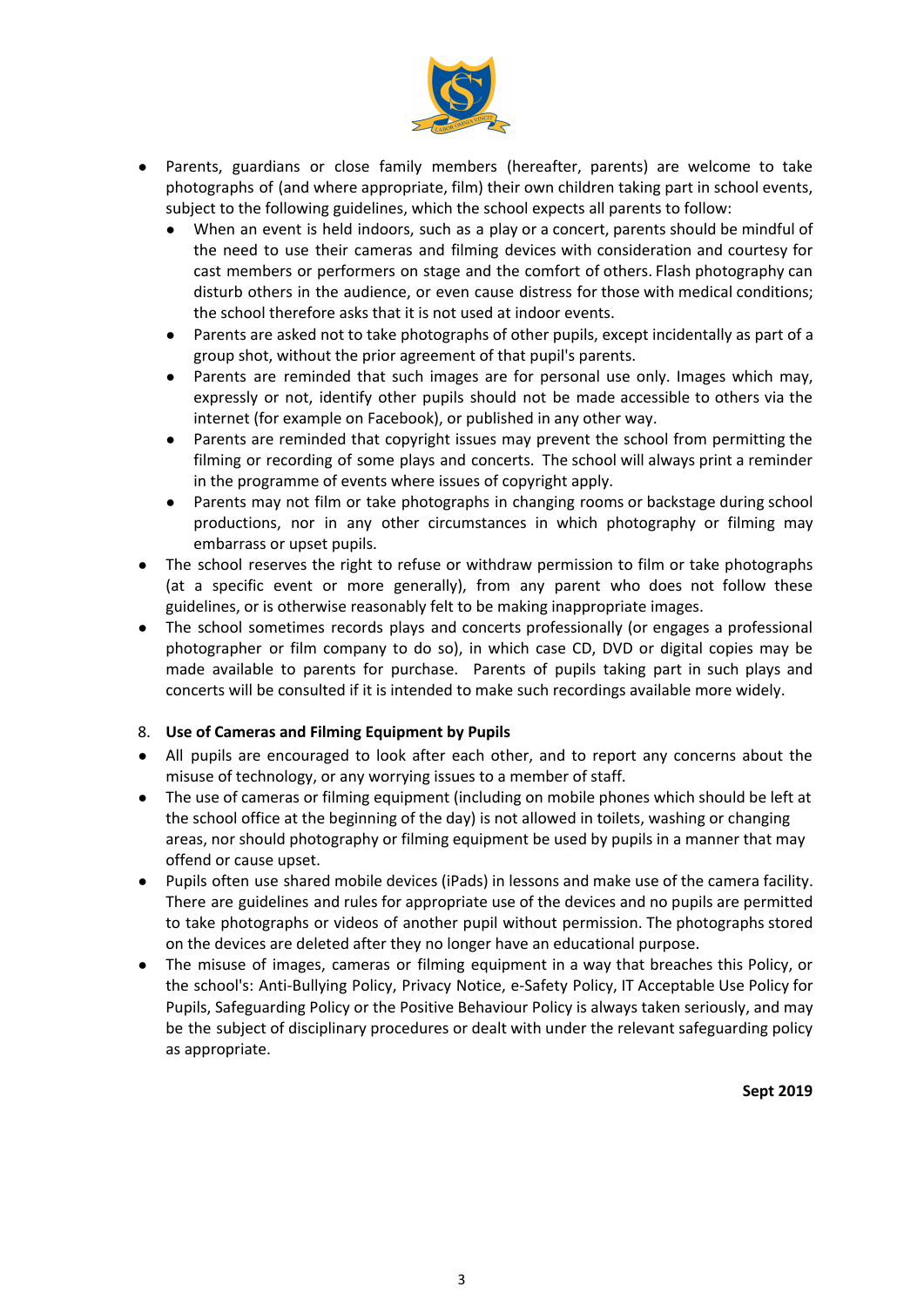- Parents, guardians or close family members (hereafter, parents) are welcome to take photographs of (and where appropriate, film) their own children taking part in school events, subject to the following guidelines, which the school expects all parents to follow:
  - When an event is held indoors, such as a play or a concert, parents should be mindful of the need to use their cameras and filming devices with consideration and courtesy for cast members or performers on stage and the comfort of others. Flash photography can disturb others in the audience, or even cause distress for those with medical conditions; the school therefore asks that it is not used at indoor events.
  - Parents are asked not to take photographs of other pupils, except incidentally as part of a group shot, without the prior agreement of that pupil's parents.
  - Parents are reminded that such images are for personal use only. Images which may, expressly or not, identify other pupils should not be made accessible to others via the internet (for example on Facebook), or published in any other way.
  - Parents are reminded that copyright issues may prevent the school from permitting the filming or recording of some plays and concerts. The school will always print a reminder in the programme of events where issues of copyright apply.
  - Parents may not film or take photographs in changing rooms or backstage during school productions, nor in any other circumstances in which photography or filming may embarrass or upset pupils.
- The school reserves the right to refuse or withdraw permission to film or take photographs (at a specific event or more generally), from any parent who does not follow these guidelines, or is otherwise reasonably felt to be making inappropriate images.
- The school sometimes records plays and concerts professionally (or engages a professional photographer or film company to do so), in which case CD, DVD or digital copies may be made available to parents for purchase. Parents of pupils taking part in such plays and concerts will be consulted if it is intended to make such recordings available more widely.

## 8. Use of Cameras and Filming Equipment by Pupils

- All pupils are encouraged to look after each other, and to report any concerns about the misuse of technology, or any worrying issues to a member of staff.
- The use of cameras or filming equipment (including on mobile phones which should be left at the school office at the beginning of the day) is not allowed in toilets, washing or changing areas, nor should photography or filming equipment be used by pupils in a manner that may offend or cause upset.
- Pupils often use shared mobile devices (iPads) in lessons and make use of the camera facility. There are guidelines and rules for appropriate use of the devices and no pupils are permitted to take photographs or videos of another pupil without permission. The photographs stored on the devices are deleted after they no longer have an educational purpose.
- The misuse of images, cameras or filming equipment in a way that breaches this Policy, or the school's: Anti-Bullying Policy, Privacy Notice, e-Safety Policy, IT Acceptable Use Policy for Pupils, Safeguarding Policy or the Positive Behaviour Policy is always taken seriously, and may be the subject of disciplinary procedures or dealt with under the relevant safeguarding policy as appropriate.

**Sept 2019**